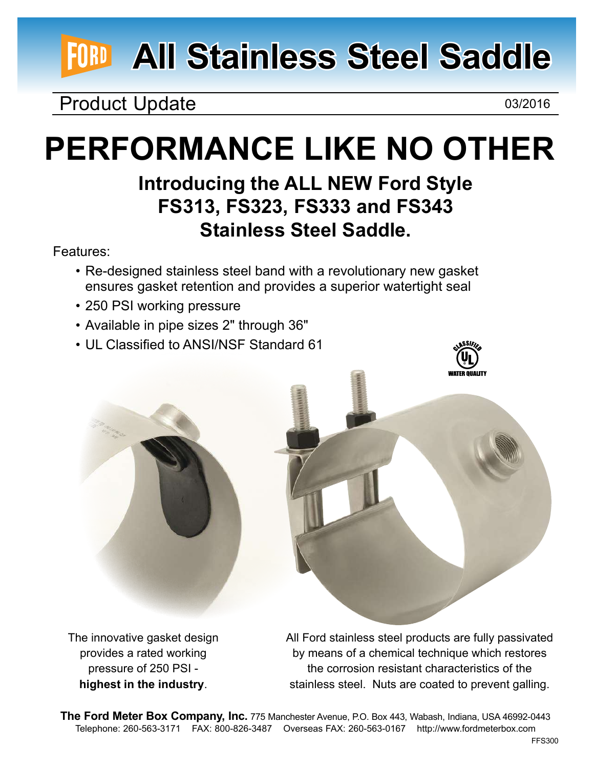# All Stainless Steel Saddle

Product Update 03/2016

# PERFORMANCE LIKE NO OTHER

## Introducing the ALL NEW Ford Style FS313, FS323, FS333 and FS343 Stainless Steel Saddle.

Features:

- Re-designed stainless steel band with a revolutionary new gasket ensures gasket retention and provides a superior watertight seal
- 250 PSI working pressure
- Available in pipe sizes 2" through 36"
- UL Classified to ANSI/NSF Standard 61

The innovative gasket design provides a rated working pressure of 250 PSI - **highest in the industry**.

All Ford stainless steel products are fully passivated by means of a chemical technique which restores the corrosion resistant characteristics of the stainless steel. Nuts are coated to prevent galling.

**The Ford Meter Box Company, Inc.** 775 Manchester Avenue, P.O. Box 443, Wabash, Indiana, USA 46992-0443
Telephone: 260-563-3171 FAX: 800-826-3487 Overseas FAX: 260-563-0167 http://www.fordmeterbox.com

FFS300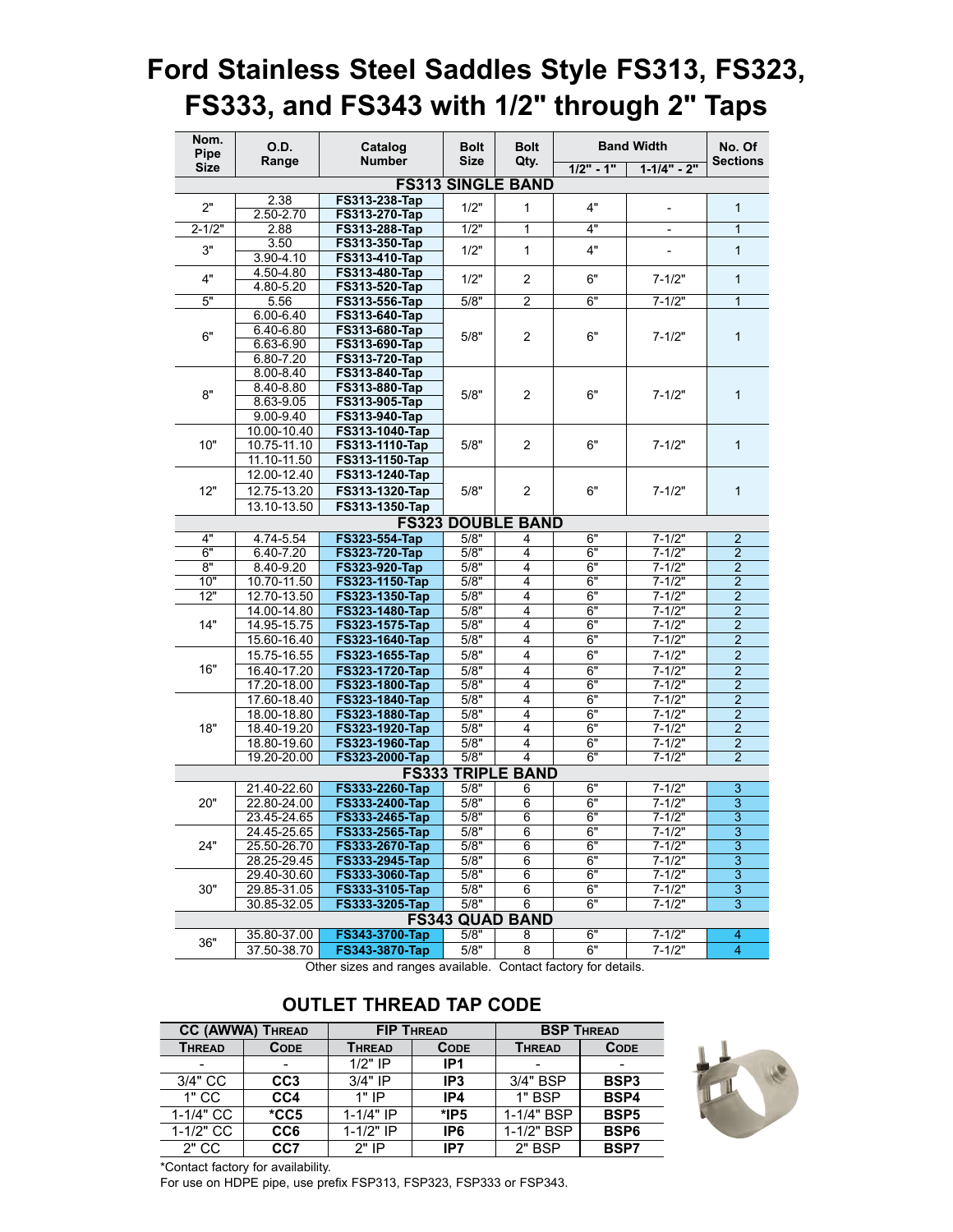# Ford Stainless Steel Saddles Style FS313, FS323, FS333, and FS343 with 1/2" through 2" Taps

| Nom. Pipe Size | O.D. Range | Catalog Number | Bolt Size | Bolt Qty. | Band Width | | No. Of Sections |
|---|---|---|---|---|---|---|---|
| | | | | | 1/2" - 1" | 1-1/4" - 2" | |
| **FS313 SINGLE BAND** | | | | | | | |
| 2" | 2.38 | FS313-238-Tap | 1/2" | 1 | 4" | - | 1 |
| | 2.50-2.70 | FS313-270-Tap | | | | | |
| 2-1/2" | 2.88 | FS313-288-Tap | 1/2" | 1 | 4" | - | 1 |
| 3" | 3.50 | FS313-350-Tap | 1/2" | 1 | 4" | - | 1 |
| | 3.90-4.10 | FS313-410-Tap | | | | | |
| 4" | 4.50-4.80 | FS313-480-Tap | 1/2" | 2 | 6" | 7-1/2" | 1 |
| | 4.80-5.20 | FS313-520-Tap | | | | | |
| 5" | 5.56 | FS313-556-Tap | 5/8" | 2 | 6" | 7-1/2" | 1 |
| 6" | 6.00-6.40 | FS313-640-Tap | 5/8" | 2 | 6" | 7-1/2" | 1 |
| | 6.40-6.80 | FS313-680-Tap | | | | | |
| | 6.63-6.90 | FS313-690-Tap | | | | | |
| | 6.80-7.20 | FS313-720-Tap | | | | | |
| 8" | 8.00-8.40 | FS313-840-Tap | 5/8" | 2 | 6" | 7-1/2" | 1 |
| | 8.40-8.80 | FS313-880-Tap | | | | | |
| | 8.63-9.05 | FS313-905-Tap | | | | | |
| | 9.00-9.40 | FS313-940-Tap | | | | | |
| 10" | 10.00-10.40 | FS313-1040-Tap | 5/8" | 2 | 6" | 7-1/2" | 1 |
| | 10.75-11.10 | FS313-1110-Tap | | | | | |
| | 11.10-11.50 | FS313-1150-Tap | | | | | |
| 12" | 12.00-12.40 | FS313-1240-Tap | 5/8" | 2 | 6" | 7-1/2" | 1 |
| | 12.75-13.20 | FS313-1320-Tap | | | | | |
| | 13.10-13.50 | FS313-1350-Tap | | | | | |
| **FS323 DOUBLE BAND** | | | | | | | |
| 4" | 4.74-5.54 | FS323-554-Tap | 5/8" | 4 | 6" | 7-1/2" | 2 |
| 6" | 6.40-7.20 | FS323-720-Tap | 5/8" | 4 | 6" | 7-1/2" | 2 |
| 8" | 8.40-9.20 | FS323-920-Tap | 5/8" | 4 | 6" | 7-1/2" | 2 |
| 10" | 10.70-11.50 | FS323-1150-Tap | 5/8" | 4 | 6" | 7-1/2" | 2 |
| 12" | 12.70-13.50 | FS323-1350-Tap | 5/8" | 4 | 6" | 7-1/2" | 2 |
| 14" | 14.00-14.80 | FS323-1480-Tap | 5/8" | 4 | 6" | 7-1/2" | 2 |
| | 14.95-15.75 | FS323-1575-Tap | 5/8" | 4 | 6" | 7-1/2" | 2 |
| | 15.60-16.40 | FS323-1640-Tap | 5/8" | 4 | 6" | 7-1/2" | 2 |
| 16" | 15.75-16.55 | FS323-1655-Tap | 5/8" | 4 | 6" | 7-1/2" | 2 |
| | 16.40-17.20 | FS323-1720-Tap | 5/8" | 4 | 6" | 7-1/2" | 2 |
| | 17.20-18.00 | FS323-1800-Tap | 5/8" | 4 | 6" | 7-1/2" | 2 |
| 18" | 17.60-18.40 | FS323-1840-Tap | 5/8" | 4 | 6" | 7-1/2" | 2 |
| | 18.00-18.80 | FS323-1880-Tap | 5/8" | 4 | 6" | 7-1/2" | 2 |
| | 18.40-19.20 | FS323-1920-Tap | 5/8" | 4 | 6" | 7-1/2" | 2 |
| | 18.80-19.60 | FS323-1960-Tap | 5/8" | 4 | 6" | 7-1/2" | 2 |
| | 19.20-20.00 | FS323-2000-Tap | 5/8" | 4 | 6" | 7-1/2" | 2 |
| **FS333 TRIPLE BAND** | | | | | | | |
| 20" | 21.40-22.60 | FS333-2260-Tap | 5/8" | 6 | 6" | 7-1/2" | 3 |
| | 22.80-24.00 | FS333-2400-Tap | 5/8" | 6 | 6" | 7-1/2" | 3 |
| | 23.45-24.65 | FS333-2465-Tap | 5/8" | 6 | 6" | 7-1/2" | 3 |
| 24" | 24.45-25.65 | FS333-2565-Tap | 5/8" | 6 | 6" | 7-1/2" | 3 |
| | 25.50-26.70 | FS333-2670-Tap | 5/8" | 6 | 6" | 7-1/2" | 3 |
| | 28.25-29.45 | FS333-2945-Tap | 5/8" | 6 | 6" | 7-1/2" | 3 |
| 30" | 29.40-30.60 | FS333-3060-Tap | 5/8" | 6 | 6" | 7-1/2" | 3 |
| | 29.85-31.05 | FS333-3105-Tap | 5/8" | 6 | 6" | 7-1/2" | 3 |
| | 30.85-32.05 | FS333-3205-Tap | 5/8" | 6 | 6" | 7-1/2" | 3 |
| **FS343 QUAD BAND** | | | | | | | |
| 36" | 35.80-37.00 | FS343-3700-Tap | 5/8" | 8 | 6" | 7-1/2" | 4 |
| | 37.50-38.70 | FS343-3870-Tap | 5/8" | 8 | 6" | 7-1/2" | 4 |

Other sizes and ranges available. Contact factory for details.

## OUTLET THREAD TAP CODE

| CC (AWWA) Thread | | FIP Thread | | BSP Thread | |
|---|---|---|---|---|---|
| **Thread** | **Code** | **Thread** | **Code** | **Thread** | **Code** |
| - | - | 1/2" IP | **IP1** | - | - |
| 3/4" CC | **CC3** | 3/4" IP | **IP3** | 3/4" BSP | **BSP3** |
| 1" CC | **CC4** | 1" IP | **IP4** | 1" BSP | **BSP4** |
| 1-1/4" CC | ***CC5** | 1-1/4" IP | ***IP5** | 1-1/4" BSP | **BSP5** |
| 1-1/2" CC | **CC6** | 1-1/2" IP | **IP6** | 1-1/2" BSP | **BSP6** |
| 2" CC | **CC7** | 2" IP | **IP7** | 2" BSP | **BSP7** |

*Contact factory for availability.

For use on HDPE pipe, use prefix FSP313, FSP323, FSP333 or FSP343.